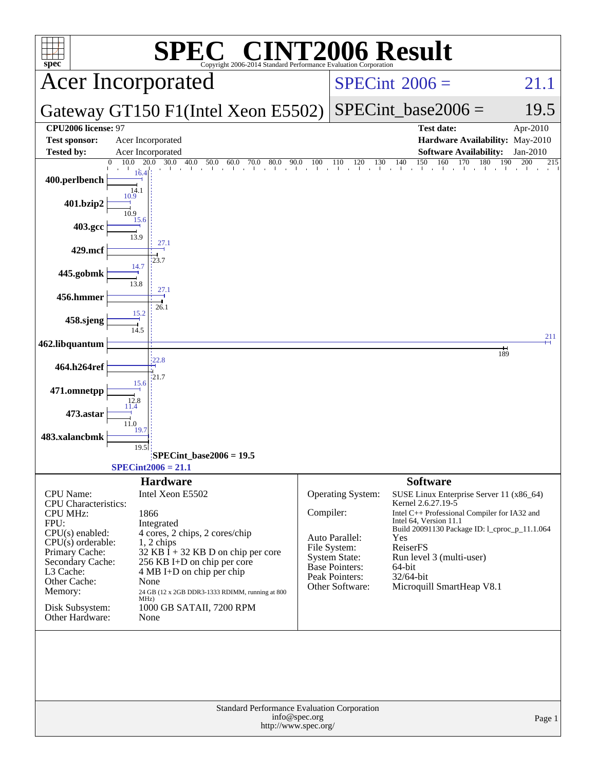# SPEC® CINT2006 Result

Copyright 2006-2014 Standard Performance Evaluation Corporation

## Acer Incorporated

**Gateway GT150 F1(Intel Xeon E5502)**

SPECint® 2006 = 21.1

SPECint_base2006 = 19.5

| | | | |
|---|---|---|---|
| **CPU2006 license:** 97 | | **Test date:** | Apr-2010 |
| **Test sponsor:** | Acer Incorporated | **Hardware Availability:** | May-2010 |
| **Tested by:** | Acer Incorporated | **Software Availability:** | Jan-2010 |

| Benchmark | Peak | Base |
|---|---|---|
| 400.perlbench | 16.4 | 14.1 |
| 401.bzip2 | 10.9 | 10.9 |
| 403.gcc | 15.6 | 13.9 |
| 429.mcf | 27.1 | 23.7 |
| 445.gobmk | 14.7 | 13.8 |
| 456.hmmer | 27.1 | 26.1 |
| 458.sjeng | 15.2 | 14.5 |
| 462.libquantum | 211 | 189 |
| 464.h264ref | 22.8 | 21.7 |
| 471.omnetpp | 15.6 | 12.8 |
| 473.astar | 11.4 | 11.0 |
| 483.xalancbmk | 19.7 | 19.5 |

SPECint_base2006 = 19.5

SPECint2006 = 21.1

### Hardware

| | |
|---|---|
| CPU Name: | Intel Xeon E5502 |
| CPU Characteristics: | |
| CPU MHz: | 1866 |
| FPU: | Integrated |
| CPU(s) enabled: | 4 cores, 2 chips, 2 cores/chip |
| CPU(s) orderable: | 1, 2 chips |
| Primary Cache: | 32 KB I + 32 KB D on chip per core |
| Secondary Cache: | 256 KB I+D on chip per core |
| L3 Cache: | 4 MB I+D on chip per chip |
| Other Cache: | None |
| Memory: | 24 GB (12 x 2GB DDR3-1333 RDIMM, running at 800 MHz) |
| Disk Subsystem: | 1000 GB SATAII, 7200 RPM |
| Other Hardware: | None |

### Software

| | |
|---|---|
| Operating System: | SUSE Linux Enterprise Server 11 (x86_64) Kernel 2.6.27.19-5 |
| Compiler: | Intel C++ Professional Compiler for IA32 and Intel 64, Version 11.1 Build 20091130 Package ID: l_cproc_p_11.1.064 |
| Auto Parallel: | Yes |
| File System: | ReiserFS |
| System State: | Run level 3 (multi-user) |
| Base Pointers: | 64-bit |
| Peak Pointers: | 32/64-bit |
| Other Software: | Microquill SmartHeap V8.1 |

Standard Performance Evaluation Corporation
info@spec.org
http://www.spec.org/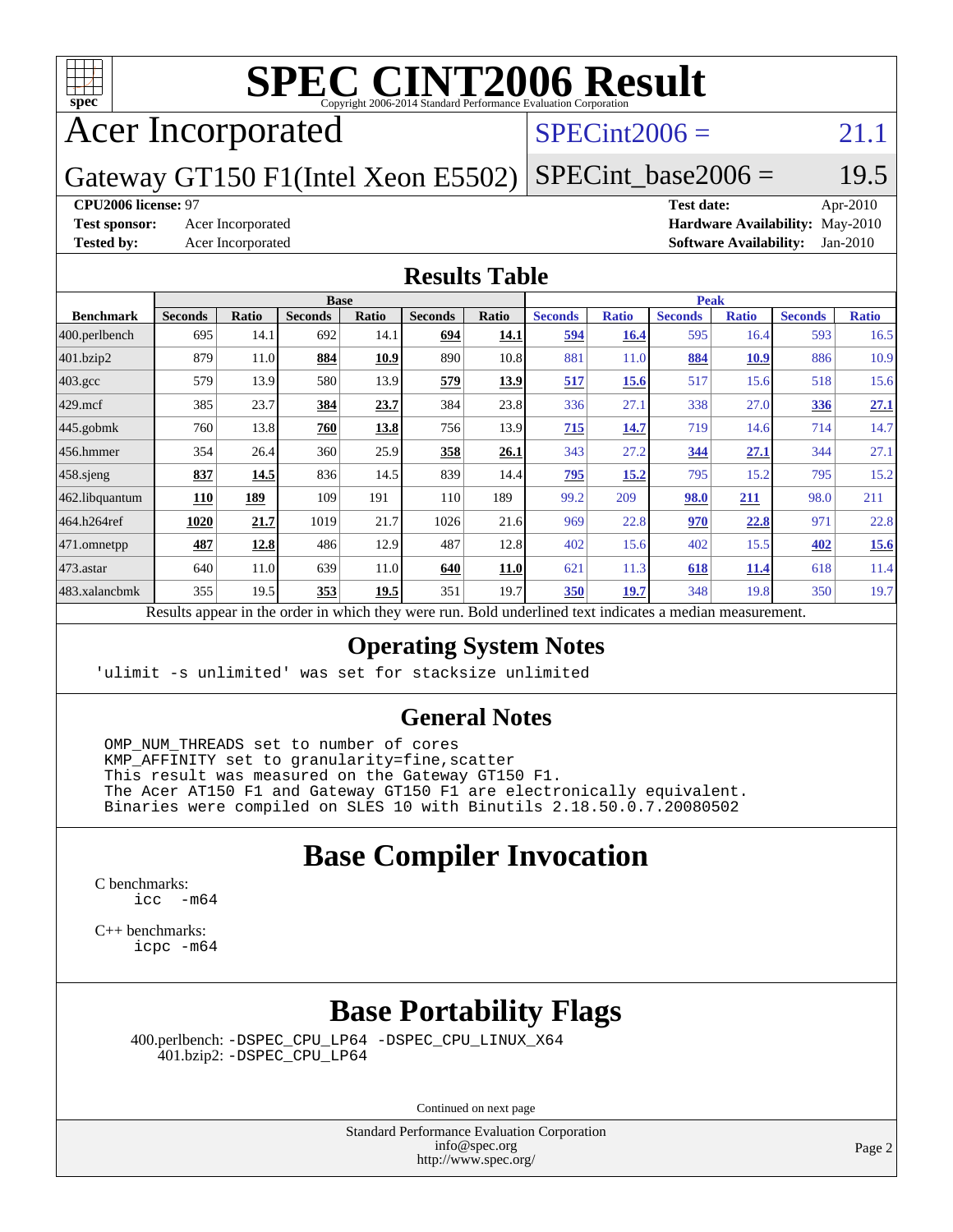# SPEC CINT2006 Result

Copyright 2006-2014 Standard Performance Evaluation Corporation

## Acer Incorporated

**Gateway GT150 F1(Intel Xeon E5502)**

SPECint2006 = 21.1

SPECint_base2006 = 19.5

**CPU2006 license:** 97
**Test sponsor:** Acer Incorporated
**Tested by:** Acer Incorporated

**Test date:** Apr-2010
**Hardware Availability:** May-2010
**Software Availability:** Jan-2010

## Results Table

| Benchmark | Base | | | | | | Peak | | | | | |
|---|---|---|---|---|---|---|---|---|---|---|---|---|
| | Seconds | Ratio | Seconds | Ratio | Seconds | Ratio | Seconds | Ratio | Seconds | Ratio | Seconds | Ratio |
| 400.perlbench | 695 | 14.1 | 692 | 14.1 | **694** | **14.1** | **594** | **16.4** | 595 | 16.4 | 593 | 16.5 |
| 401.bzip2 | 879 | 11.0 | **884** | **10.9** | 890 | 10.8 | 881 | 11.0 | **884** | **10.9** | 886 | 10.9 |
| 403.gcc | 579 | 13.9 | 580 | 13.9 | **579** | **13.9** | **517** | **15.6** | 517 | 15.6 | 518 | 15.6 |
| 429.mcf | 385 | 23.7 | **384** | **23.7** | 384 | 23.8 | 336 | 27.1 | 338 | 27.0 | **336** | **27.1** |
| 445.gobmk | 760 | 13.8 | **760** | **13.8** | 756 | 13.9 | **715** | **14.7** | 719 | 14.6 | 714 | 14.7 |
| 456.hmmer | 354 | 26.4 | 360 | 25.9 | **358** | **26.1** | 343 | 27.2 | **344** | **27.1** | 344 | 27.1 |
| 458.sjeng | **837** | **14.5** | 836 | 14.5 | 839 | 14.4 | **795** | **15.2** | 795 | 15.2 | 795 | 15.2 |
| 462.libquantum | **110** | **189** | 109 | 191 | 110 | 189 | 99.2 | 209 | **98.0** | **211** | 98.0 | 211 |
| 464.h264ref | **1020** | **21.7** | 1019 | 21.7 | 1026 | 21.6 | 969 | 22.8 | **970** | **22.8** | 971 | 22.8 |
| 471.omnetpp | **487** | **12.8** | 486 | 12.9 | 487 | 12.8 | 402 | 15.6 | 402 | 15.5 | **402** | **15.6** |
| 473.astar | 640 | 11.0 | 639 | 11.0 | **640** | **11.0** | 621 | 11.3 | **618** | **11.4** | 618 | 11.4 |
| 483.xalancbmk | 355 | 19.5 | **353** | **19.5** | 351 | 19.7 | **350** | **19.7** | 348 | 19.8 | 350 | 19.7 |

Results appear in the order in which they were run. Bold underlined text indicates a median measurement.

## Operating System Notes

```
'ulimit -s unlimited' was set for stacksize unlimited
```

## General Notes

```
OMP_NUM_THREADS set to number of cores
KMP_AFFINITY set to granularity=fine,scatter
This result was measured on the Gateway GT150 F1.
The Acer AT150 F1 and Gateway GT150 F1 are electronically equivalent.
Binaries were compiled on SLES 10 with Binutils 2.18.50.0.7.20080502
```

## Base Compiler Invocation

C benchmarks:
```
icc  -m64
```

C++ benchmarks:
```
icpc -m64
```

## Base Portability Flags

400.perlbench: -DSPEC_CPU_LP64 -DSPEC_CPU_LINUX_X64
401.bzip2: -DSPEC_CPU_LP64

Continued on next page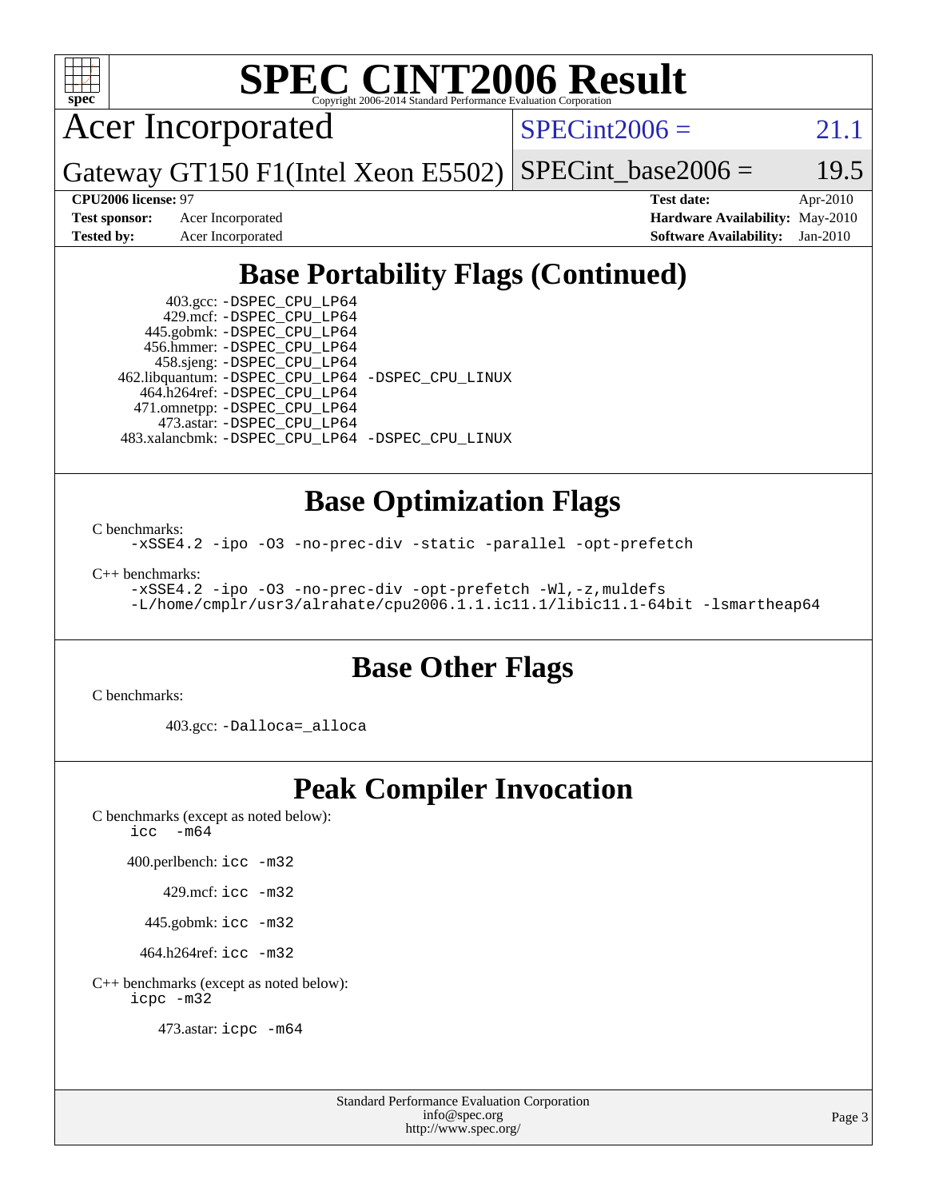# SPEC CINT2006 Result

Copyright 2006-2014 Standard Performance Evaluation Corporation

**Acer Incorporated**

**Gateway GT150 F1(Intel Xeon E5502)**

SPECint2006 = 21.1

SPECint_base2006 = 19.5

**CPU2006 license:** 97

**Test sponsor:** Acer Incorporated

**Tested by:** Acer Incorporated

**Test date:** Apr-2010

**Hardware Availability:** May-2010

**Software Availability:** Jan-2010

## Base Portability Flags (Continued)

403.gcc: `-DSPEC_CPU_LP64`
429.mcf: `-DSPEC_CPU_LP64`
445.gobmk: `-DSPEC_CPU_LP64`
456.hmmer: `-DSPEC_CPU_LP64`
458.sjeng: `-DSPEC_CPU_LP64`
462.libquantum: `-DSPEC_CPU_LP64 -DSPEC_CPU_LINUX`
464.h264ref: `-DSPEC_CPU_LP64`
471.omnetpp: `-DSPEC_CPU_LP64`
473.astar: `-DSPEC_CPU_LP64`
483.xalancbmk: `-DSPEC_CPU_LP64 -DSPEC_CPU_LINUX`

## Base Optimization Flags

C benchmarks:

```
-xSSE4.2 -ipo -O3 -no-prec-div -static -parallel -opt-prefetch
```

C++ benchmarks:

```
-xSSE4.2 -ipo -O3 -no-prec-div -opt-prefetch -Wl,-z,muldefs
-L/home/cmplr/usr3/alrahate/cpu2006.1.1.ic11.1/libic11.1-64bit -lsmartheap64
```

## Base Other Flags

C benchmarks:

403.gcc: `-Dalloca=_alloca`

## Peak Compiler Invocation

C benchmarks (except as noted below):

```
icc  -m64
```

400.perlbench: `icc -m32`

429.mcf: `icc -m32`

445.gobmk: `icc -m32`

464.h264ref: `icc -m32`

C++ benchmarks (except as noted below):

```
icpc -m32
```

473.astar: `icpc -m64`

Standard Performance Evaluation Corporation
info@spec.org
http://www.spec.org/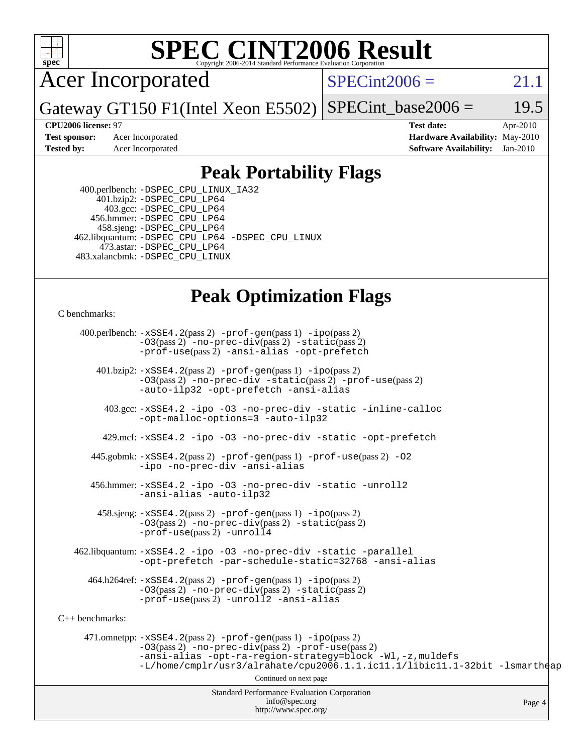# SPEC CINT2006 Result

Copyright 2006-2014 Standard Performance Evaluation Corporation

**Acer Incorporated**

**Gateway GT150 F1(Intel Xeon E5502)**

SPECint2006 = 21.1

SPECint_base2006 = 19.5

**CPU2006 license:** 97
**Test sponsor:** Acer Incorporated
**Tested by:** Acer Incorporated

**Test date:** Apr-2010
**Hardware Availability:** May-2010
**Software Availability:** Jan-2010

## Peak Portability Flags

400.perlbench: -DSPEC_CPU_LINUX_IA32
401.bzip2: -DSPEC_CPU_LP64
403.gcc: -DSPEC_CPU_LP64
456.hmmer: -DSPEC_CPU_LP64
458.sjeng: -DSPEC_CPU_LP64
462.libquantum: -DSPEC_CPU_LP64 -DSPEC_CPU_LINUX
473.astar: -DSPEC_CPU_LP64
483.xalancbmk: -DSPEC_CPU_LINUX

## Peak Optimization Flags

C benchmarks:

400.perlbench: -xSSE4.2(pass 2) -prof-gen(pass 1) -ipo(pass 2) -O3(pass 2) -no-prec-div(pass 2) -static(pass 2) -prof-use(pass 2) -ansi-alias -opt-prefetch

401.bzip2: -xSSE4.2(pass 2) -prof-gen(pass 1) -ipo(pass 2) -O3(pass 2) -no-prec-div -static(pass 2) -prof-use(pass 2) -auto-ilp32 -opt-prefetch -ansi-alias

403.gcc: -xSSE4.2 -ipo -O3 -no-prec-div -static -inline-calloc -opt-malloc-options=3 -auto-ilp32

429.mcf: -xSSE4.2 -ipo -O3 -no-prec-div -static -opt-prefetch

445.gobmk: -xSSE4.2(pass 2) -prof-gen(pass 1) -prof-use(pass 2) -O2 -ipo -no-prec-div -ansi-alias

456.hmmer: -xSSE4.2 -ipo -O3 -no-prec-div -static -unroll2 -ansi-alias -auto-ilp32

458.sjeng: -xSSE4.2(pass 2) -prof-gen(pass 1) -ipo(pass 2) -O3(pass 2) -no-prec-div(pass 2) -static(pass 2) -prof-use(pass 2) -unroll4

462.libquantum: -xSSE4.2 -ipo -O3 -no-prec-div -static -parallel -opt-prefetch -par-schedule-static=32768 -ansi-alias

464.h264ref: -xSSE4.2(pass 2) -prof-gen(pass 1) -ipo(pass 2) -O3(pass 2) -no-prec-div(pass 2) -static(pass 2) -prof-use(pass 2) -unroll2 -ansi-alias

C++ benchmarks:

471.omnetpp: -xSSE4.2(pass 2) -prof-gen(pass 1) -ipo(pass 2) -O3(pass 2) -no-prec-div(pass 2) -prof-use(pass 2) -ansi-alias -opt-ra-region-strategy=block -Wl,-z,muldefs -L/home/cmplr/usr3/alrahate/cpu2006.1.1.ic11.1/libic11.1-32bit -lsmartheap

Continued on next page

Standard Performance Evaluation Corporation
info@spec.org
http://www.spec.org/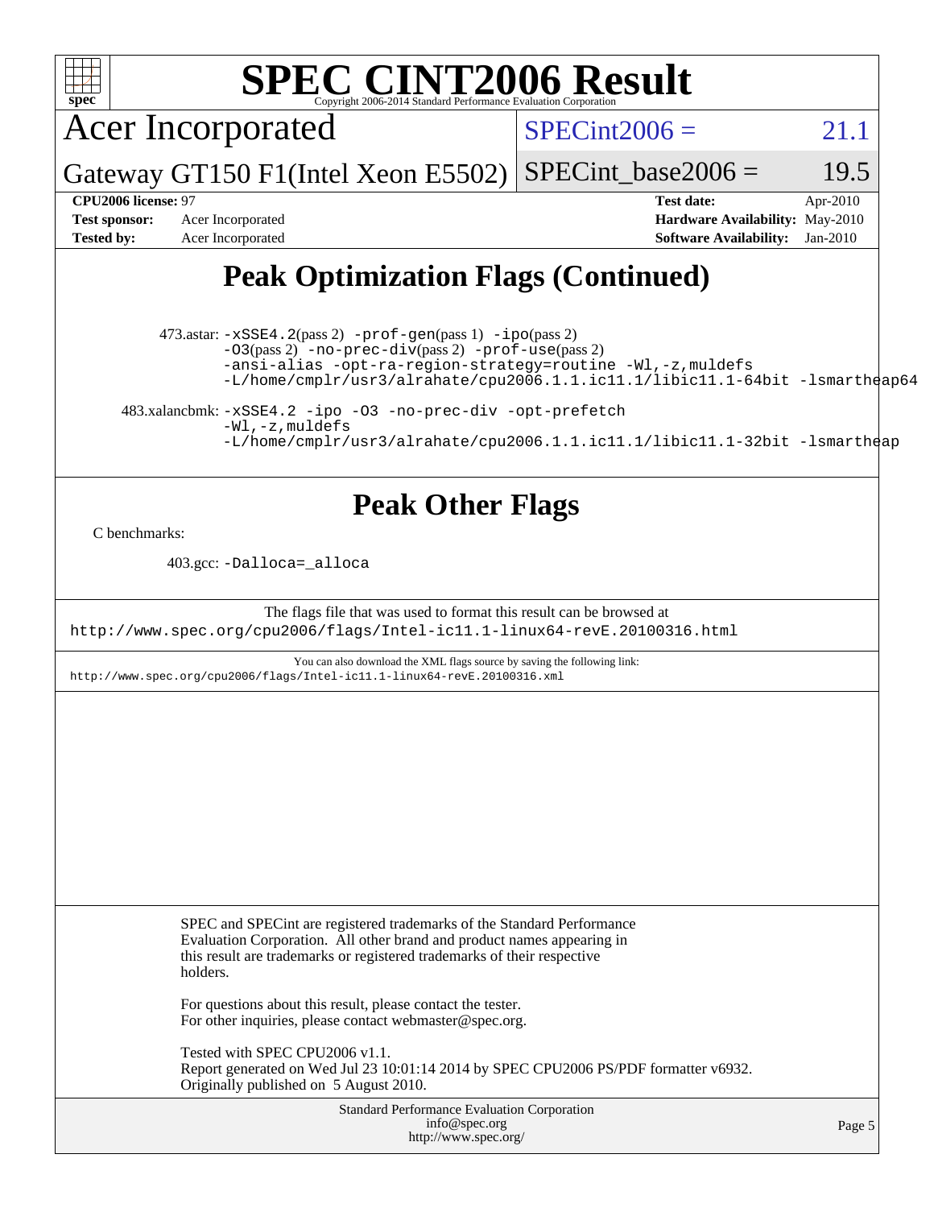# SPEC CINT2006 Result

Copyright 2006-2014 Standard Performance Evaluation Corporation

## Acer Incorporated

Gateway GT150 F1(Intel Xeon E5502)

SPECint2006 = 21.1

SPECint_base2006 = 19.5

| | | | |
|---|---|---|---|
| **CPU2006 license:** 97 | | **Test date:** | Apr-2010 |
| **Test sponsor:** | Acer Incorporated | **Hardware Availability:** | May-2010 |
| **Tested by:** | Acer Incorporated | **Software Availability:** | Jan-2010 |

## Peak Optimization Flags (Continued)

473.astar: `-xSSE4.2`(pass 2) `-prof-gen`(pass 1) `-ipo`(pass 2) `-O3`(pass 2) `-no-prec-div`(pass 2) `-prof-use`(pass 2) `-ansi-alias` `-opt-ra-region-strategy=routine` `-Wl,-z,muldefs` `-L/home/cmplr/usr3/alrahate/cpu2006.1.1.ic11.1/libic11.1-64bit -lsmartheap64`

483.xalancbmk: `-xSSE4.2 -ipo -O3 -no-prec-div -opt-prefetch` `-Wl,-z,muldefs` `-L/home/cmplr/usr3/alrahate/cpu2006.1.1.ic11.1/libic11.1-32bit -lsmartheap`

## Peak Other Flags

C benchmarks:

403.gcc: `-Dalloca=_alloca`

The flags file that was used to format this result can be browsed at
http://www.spec.org/cpu2006/flags/Intel-ic11.1-linux64-revE.20100316.html

You can also download the XML flags source by saving the following link:
http://www.spec.org/cpu2006/flags/Intel-ic11.1-linux64-revE.20100316.xml

SPEC and SPECint are registered trademarks of the Standard Performance Evaluation Corporation. All other brand and product names appearing in this result are trademarks or registered trademarks of their respective holders.

For questions about this result, please contact the tester.
For other inquiries, please contact webmaster@spec.org.

Tested with SPEC CPU2006 v1.1.
Report generated on Wed Jul 23 10:01:14 2014 by SPEC CPU2006 PS/PDF formatter v6932.
Originally published on 5 August 2010.

Standard Performance Evaluation Corporation
info@spec.org
http://www.spec.org/